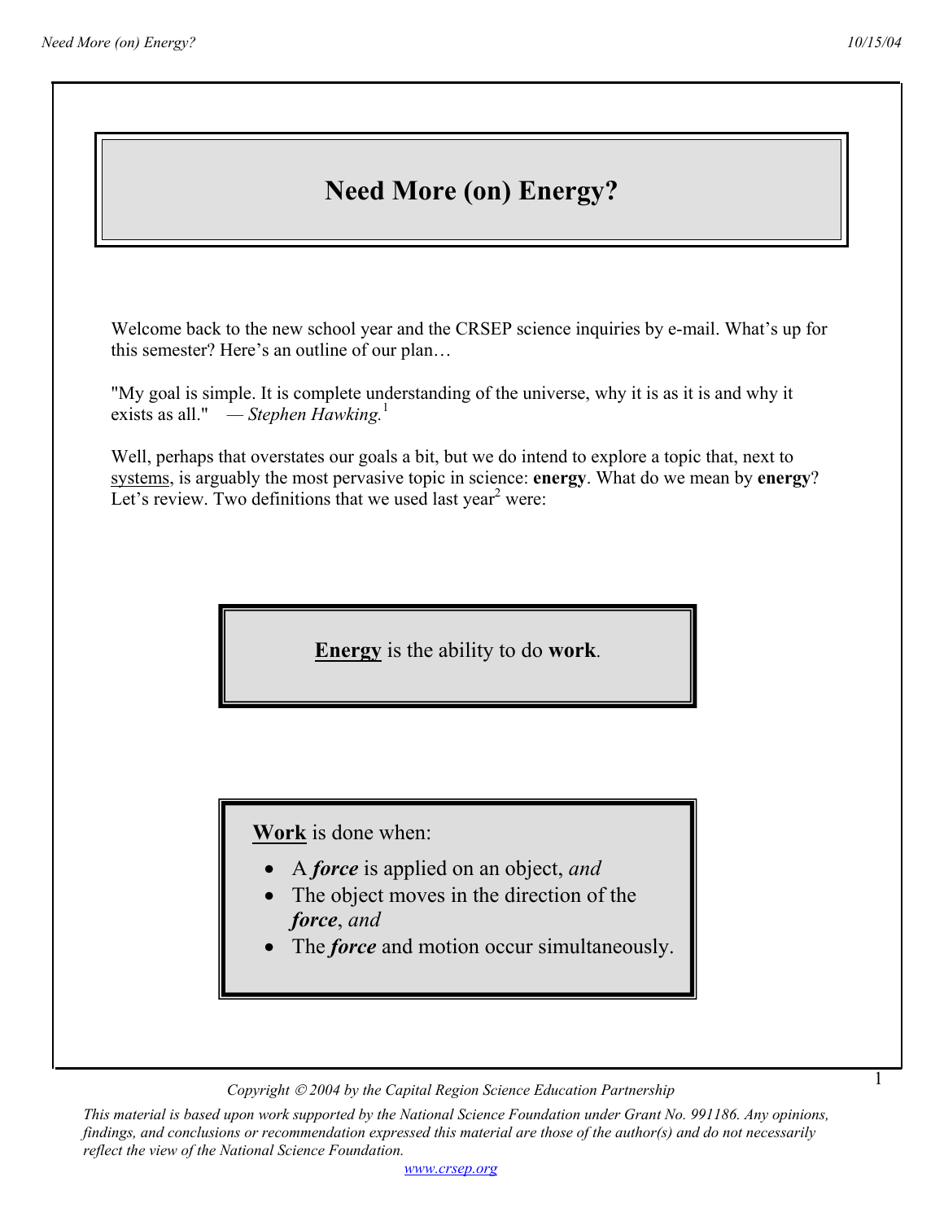# Need More (on) Energy?

Welcome back to the new school year and the CRSEP science inquiries by e-mail. What's up for this semester? Here's an outline of our plan…

"My goal is simple. It is complete understanding of the universe, why it is as it is and why it exists as all." — *Stephen Hawking.*[1]

Well, perhaps that overstates our goals a bit, but we do intend to explore a topic that, next to systems, is arguably the most pervasive topic in science: **energy**. What do we mean by **energy**? Let's review. Two definitions that we used last year[2] were:

**Energy** is the ability to do **work**.

**Work** is done when:

- A ***force*** is applied on an object, *and*
- The object moves in the direction of the ***force***, *and*
- The ***force*** and motion occur simultaneously.

*Copyright © 2004 by the Capital Region Science Education Partnership*

*This material is based upon work supported by the National Science Foundation under Grant No. 991186. Any opinions, findings, and conclusions or recommendation expressed this material are those of the author(s) and do not necessarily reflect the view of the National Science Foundation.*

www.crsep.org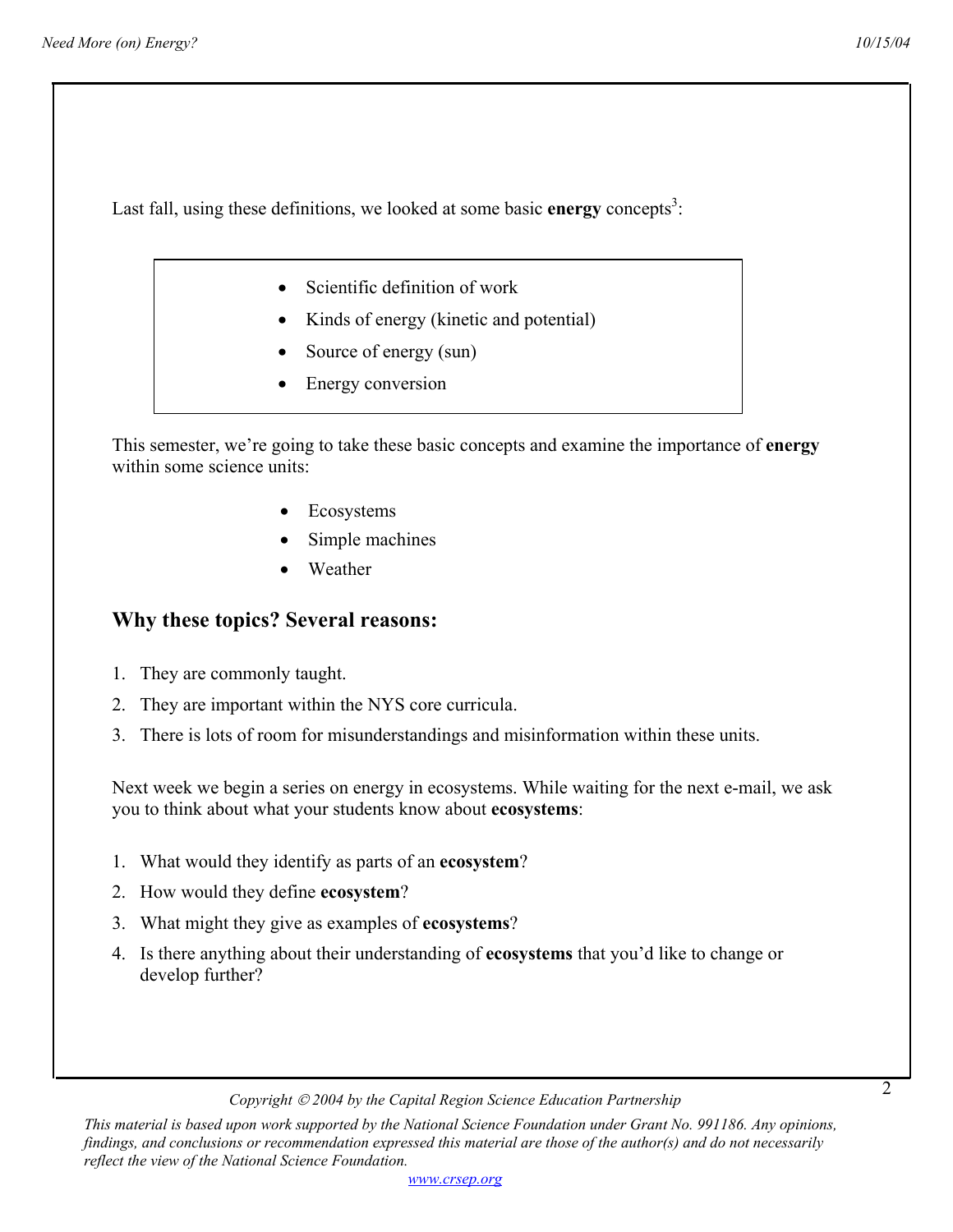Last fall, using these definitions, we looked at some basic **energy** concepts[3]:

- Scientific definition of work
- Kinds of energy (kinetic and potential)
- Source of energy (sun)
- Energy conversion

This semester, we're going to take these basic concepts and examine the importance of **energy** within some science units:

- Ecosystems
- Simple machines
- Weather

## Why these topics? Several reasons:

1. They are commonly taught.
2. They are important within the NYS core curricula.
3. There is lots of room for misunderstandings and misinformation within these units.

Next week we begin a series on energy in ecosystems. While waiting for the next e-mail, we ask you to think about what your students know about **ecosystems**:

1. What would they identify as parts of an **ecosystem**?
2. How would they define **ecosystem**?
3. What might they give as examples of **ecosystems**?
4. Is there anything about their understanding of **ecosystems** that you'd like to change or develop further?

*Copyright © 2004 by the Capital Region Science Education Partnership*

*This material is based upon work supported by the National Science Foundation under Grant No. 991186. Any opinions, findings, and conclusions or recommendation expressed this material are those of the author(s) and do not necessarily reflect the view of the National Science Foundation.*

www.crsep.org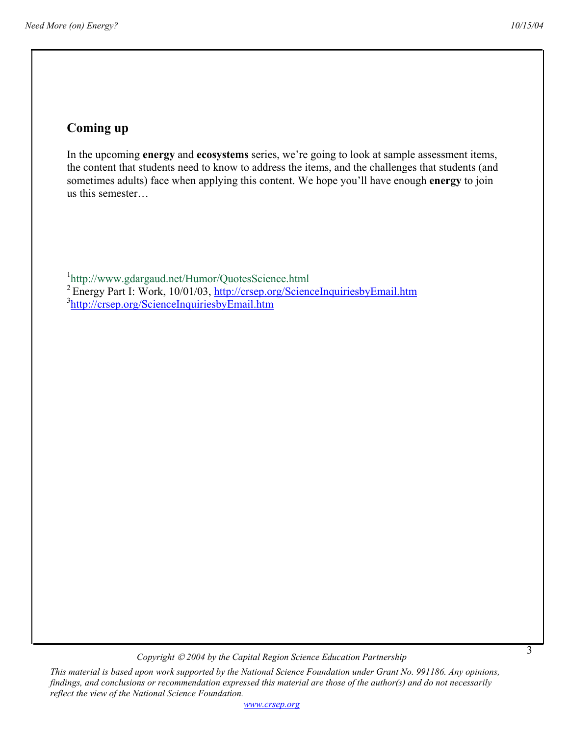## Coming up

In the upcoming **energy** and **ecosystems** series, we're going to look at sample assessment items, the content that students need to know to address the items, and the challenges that students (and sometimes adults) face when applying this content. We hope you'll have enough **energy** to join us this semester…

[1] http://www.gdargaud.net/Humor/QuotesScience.html
[2] Energy Part I: Work, 10/01/03, http://crsep.org/ScienceInquiriesbyEmail.htm
[3] http://crsep.org/ScienceInquiriesbyEmail.htm

*Copyright © 2004 by the Capital Region Science Education Partnership*

*This material is based upon work supported by the National Science Foundation under Grant No. 991186. Any opinions, findings, and conclusions or recommendation expressed this material are those of the author(s) and do not necessarily reflect the view of the National Science Foundation.*

www.crsep.org